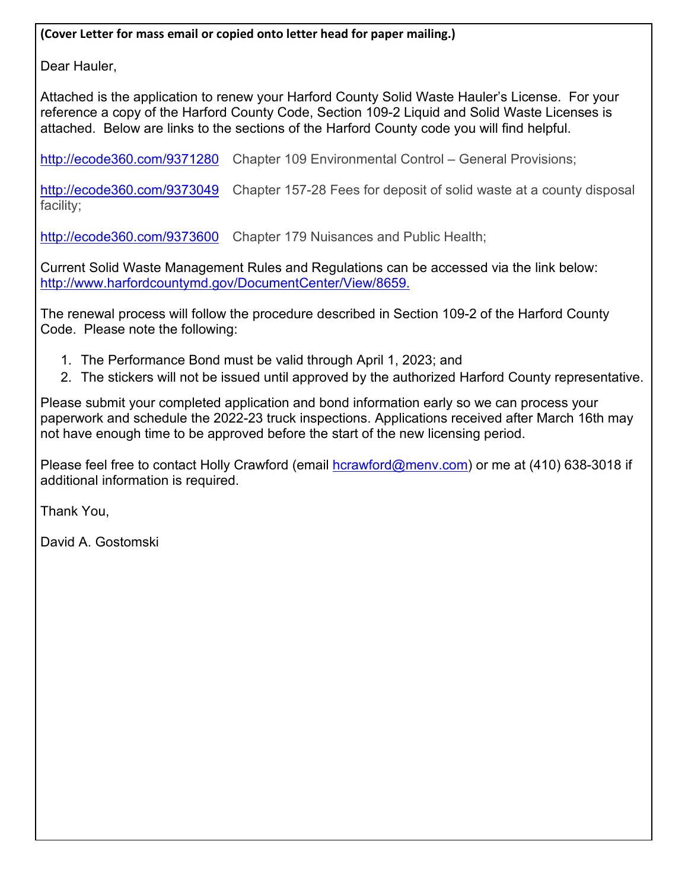**(Cover Letter for mass email or copied onto letter head for paper mailing.)**

Dear Hauler,

Attached is the application to renew your Harford County Solid Waste Hauler's License. For your reference a copy of the Harford County Code, Section 109-2 Liquid and Solid Waste Licenses is attached. Below are links to the sections of the Harford County code you will find helpful.

http://ecode360.com/9371280 Chapter 109 Environmental Control – General Provisions;

http://ecode360.com/9373049 Chapter 157-28 Fees for deposit of solid waste at a county disposal facility;

http://ecode360.com/9373600 Chapter 179 Nuisances and Public Health;

Current Solid Waste Management Rules and Regulations can be accessed via the link below: http://www.harfordcountymd.gov/DocumentCenter/View/8659.

The renewal process will follow the procedure described in Section 109-2 of the Harford County Code. Please note the following:

1. The Performance Bond must be valid through April 1, 2023; and
2. The stickers will not be issued until approved by the authorized Harford County representative.

Please submit your completed application and bond information early so we can process your paperwork and schedule the 2022-23 truck inspections. Applications received after March 16th may not have enough time to be approved before the start of the new licensing period.

Please feel free to contact Holly Crawford (email hcrawford@menv.com) or me at (410) 638-3018 if additional information is required.

Thank You,

David A. Gostomski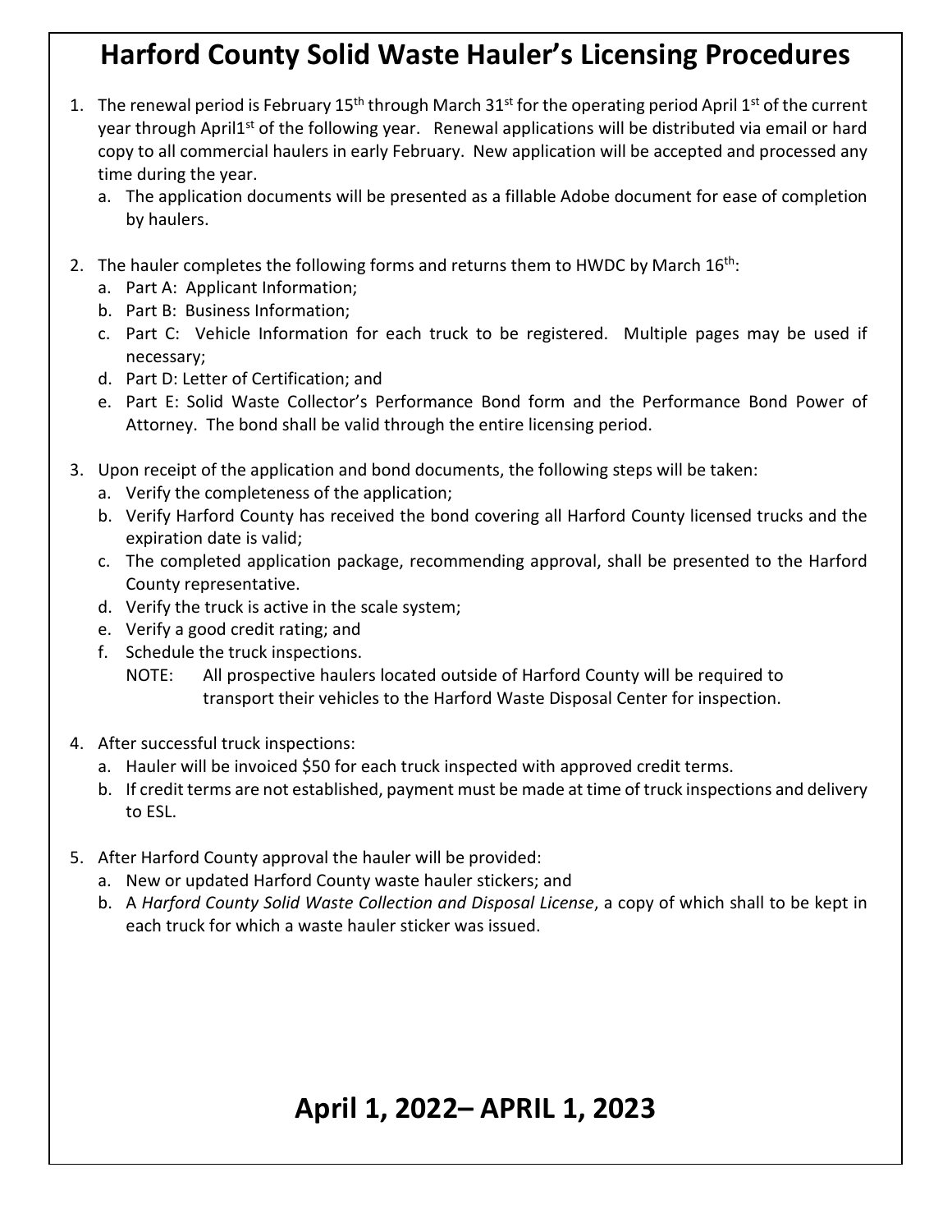# Harford County Solid Waste Hauler's Licensing Procedures

1. The renewal period is February 15th through March 31st for the operating period April 1st of the current year through April1st of the following year. Renewal applications will be distributed via email or hard copy to all commercial haulers in early February. New application will be accepted and processed any time during the year.
   a. The application documents will be presented as a fillable Adobe document for ease of completion by haulers.

2. The hauler completes the following forms and returns them to HWDC by March 16th:
   a. Part A: Applicant Information;
   b. Part B: Business Information;
   c. Part C: Vehicle Information for each truck to be registered. Multiple pages may be used if necessary;
   d. Part D: Letter of Certification; and
   e. Part E: Solid Waste Collector's Performance Bond form and the Performance Bond Power of Attorney. The bond shall be valid through the entire licensing period.

3. Upon receipt of the application and bond documents, the following steps will be taken:
   a. Verify the completeness of the application;
   b. Verify Harford County has received the bond covering all Harford County licensed trucks and the expiration date is valid;
   c. The completed application package, recommending approval, shall be presented to the Harford County representative.
   d. Verify the truck is active in the scale system;
   e. Verify a good credit rating; and
   f. Schedule the truck inspections.
      NOTE: All prospective haulers located outside of Harford County will be required to transport their vehicles to the Harford Waste Disposal Center for inspection.

4. After successful truck inspections:
   a. Hauler will be invoiced $50 for each truck inspected with approved credit terms.
   b. If credit terms are not established, payment must be made at time of truck inspections and delivery to ESL.

5. After Harford County approval the hauler will be provided:
   a. New or updated Harford County waste hauler stickers; and
   b. A *Harford County Solid Waste Collection and Disposal License*, a copy of which shall to be kept in each truck for which a waste hauler sticker was issued.

## April 1, 2022– APRIL 1, 2023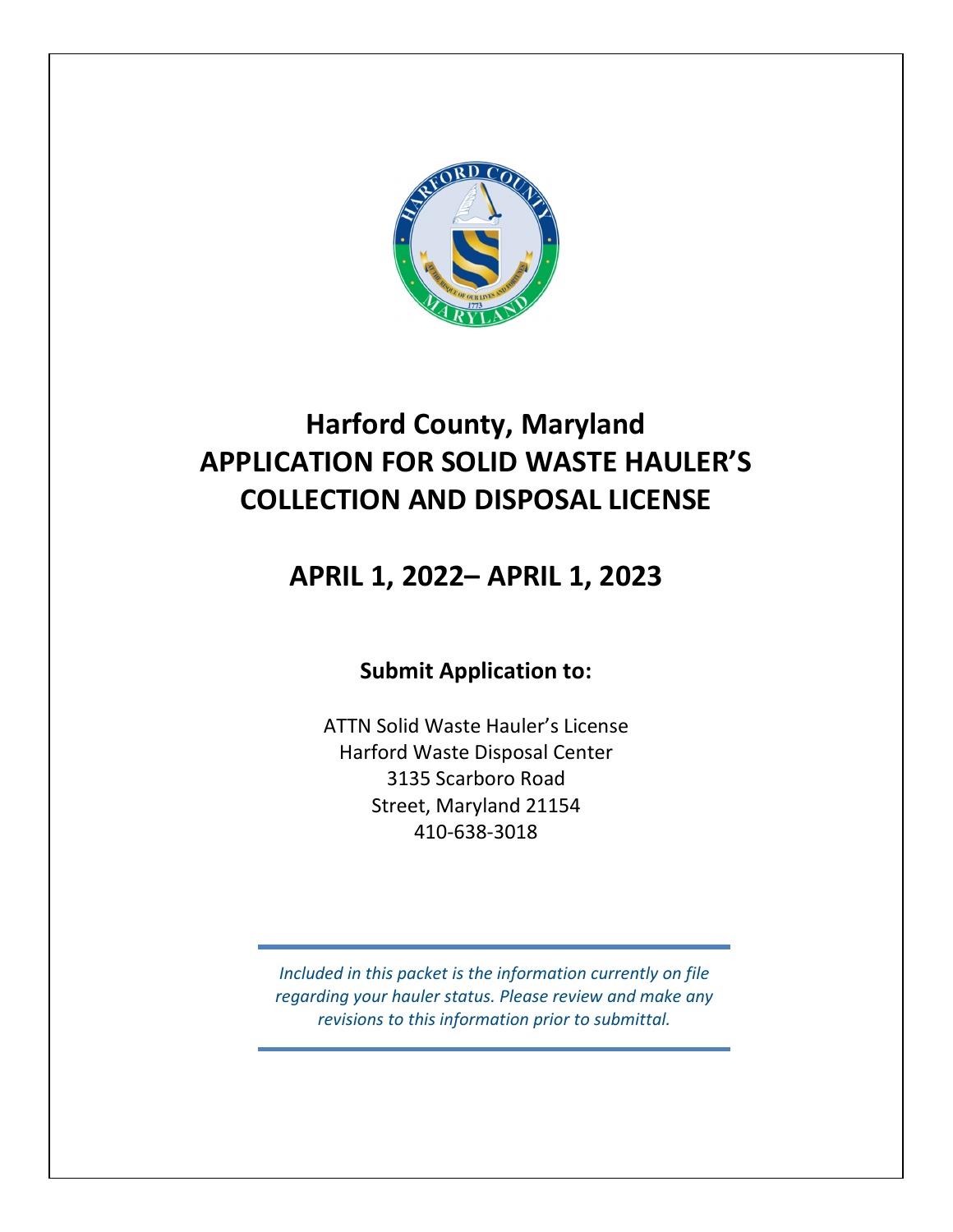# Harford County, Maryland
# APPLICATION FOR SOLID WASTE HAULER'S COLLECTION AND DISPOSAL LICENSE

## APRIL 1, 2022– APRIL 1, 2023

### Submit Application to:

ATTN Solid Waste Hauler's License
Harford Waste Disposal Center
3135 Scarboro Road
Street, Maryland 21154
410-638-3018

---

*Included in this packet is the information currently on file regarding your hauler status. Please review and make any revisions to this information prior to submittal.*

---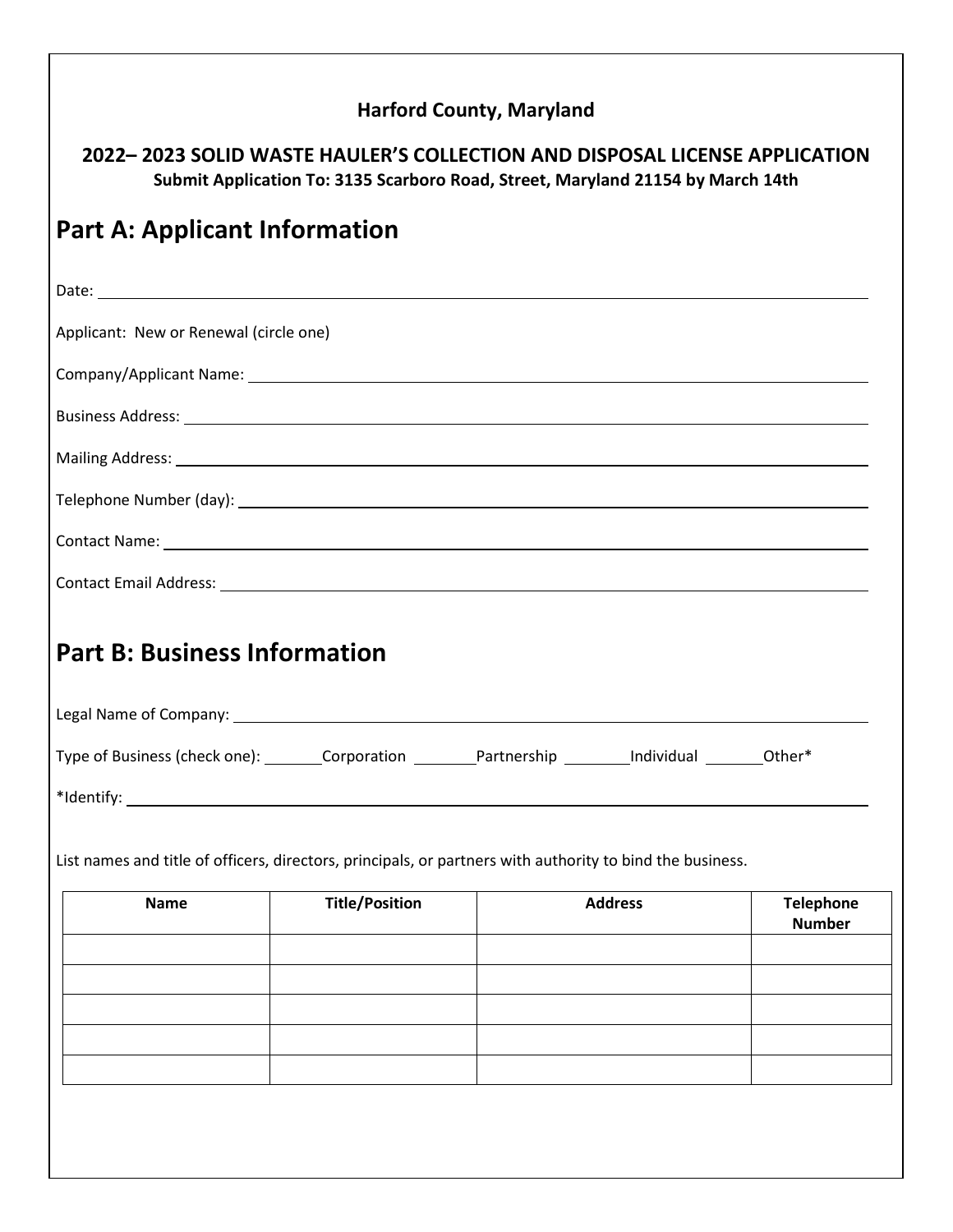**Harford County, Maryland**

**2022– 2023 SOLID WASTE HAULER'S COLLECTION AND DISPOSAL LICENSE APPLICATION**
**Submit Application To: 3135 Scarboro Road, Street, Maryland 21154 by March 14th**

# Part A: Applicant Information

Date: ______________________________

Applicant: New or Renewal (circle one)

Company/Applicant Name: ______________________________

Business Address: ______________________________

Mailing Address: ______________________________

Telephone Number (day): ______________________________

Contact Name: ______________________________

Contact Email Address: ______________________________

# Part B: Business Information

Legal Name of Company: ______________________________

Type of Business (check one): _______Corporation _______Partnership _______Individual _______Other*

*Identify: ______________________________

List names and title of officers, directors, principals, or partners with authority to bind the business.

| Name | Title/Position | Address | Telephone Number |
|---|---|---|---|
| | | | |
| | | | |
| | | | |
| | | | |
| | | | |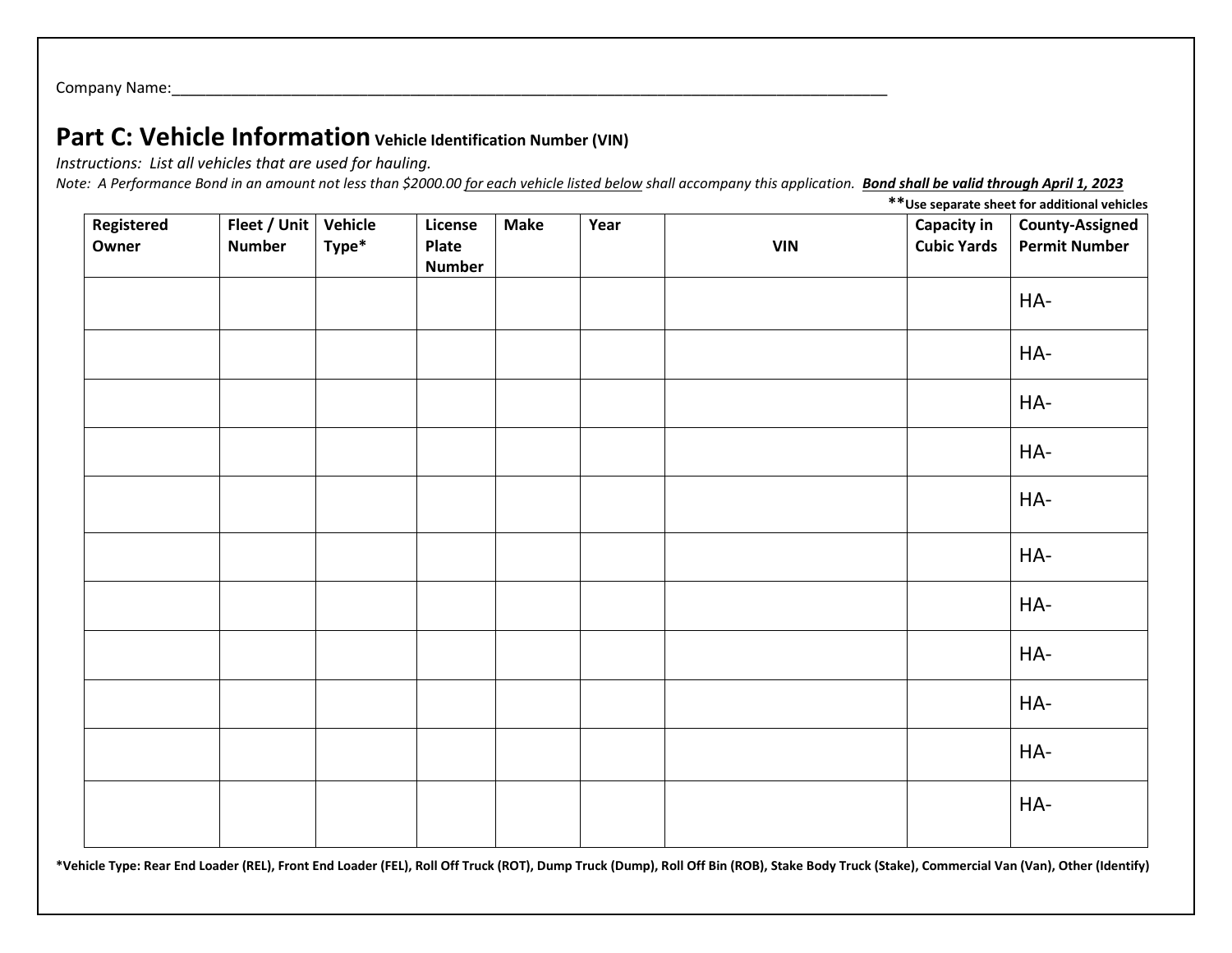Company Name:_______________________________________________________________________________________

## Part C: Vehicle Information **Vehicle Identification Number (VIN)**

*Instructions: List all vehicles that are used for hauling.*

*Note: A Performance Bond in an amount not less than $2000.00 for each vehicle listed below shall accompany this application.* ***Bond shall be valid through April 1, 2023***

**Use separate sheet for additional vehicles**

| Registered Owner | Fleet / Unit Number | Vehicle Type* | License Plate Number | Make | Year | VIN | Capacity in Cubic Yards | County-Assigned Permit Number |
|---|---|---|---|---|---|---|---|---|
| | | | | | | | | HA- |
| | | | | | | | | HA- |
| | | | | | | | | HA- |
| | | | | | | | | HA- |
| | | | | | | | | HA- |
| | | | | | | | | HA- |
| | | | | | | | | HA- |
| | | | | | | | | HA- |
| | | | | | | | | HA- |
| | | | | | | | | HA- |
| | | | | | | | | HA- |

**\*Vehicle Type: Rear End Loader (REL), Front End Loader (FEL), Roll Off Truck (ROT), Dump Truck (Dump), Roll Off Bin (ROB), Stake Body Truck (Stake), Commercial Van (Van), Other (Identify)**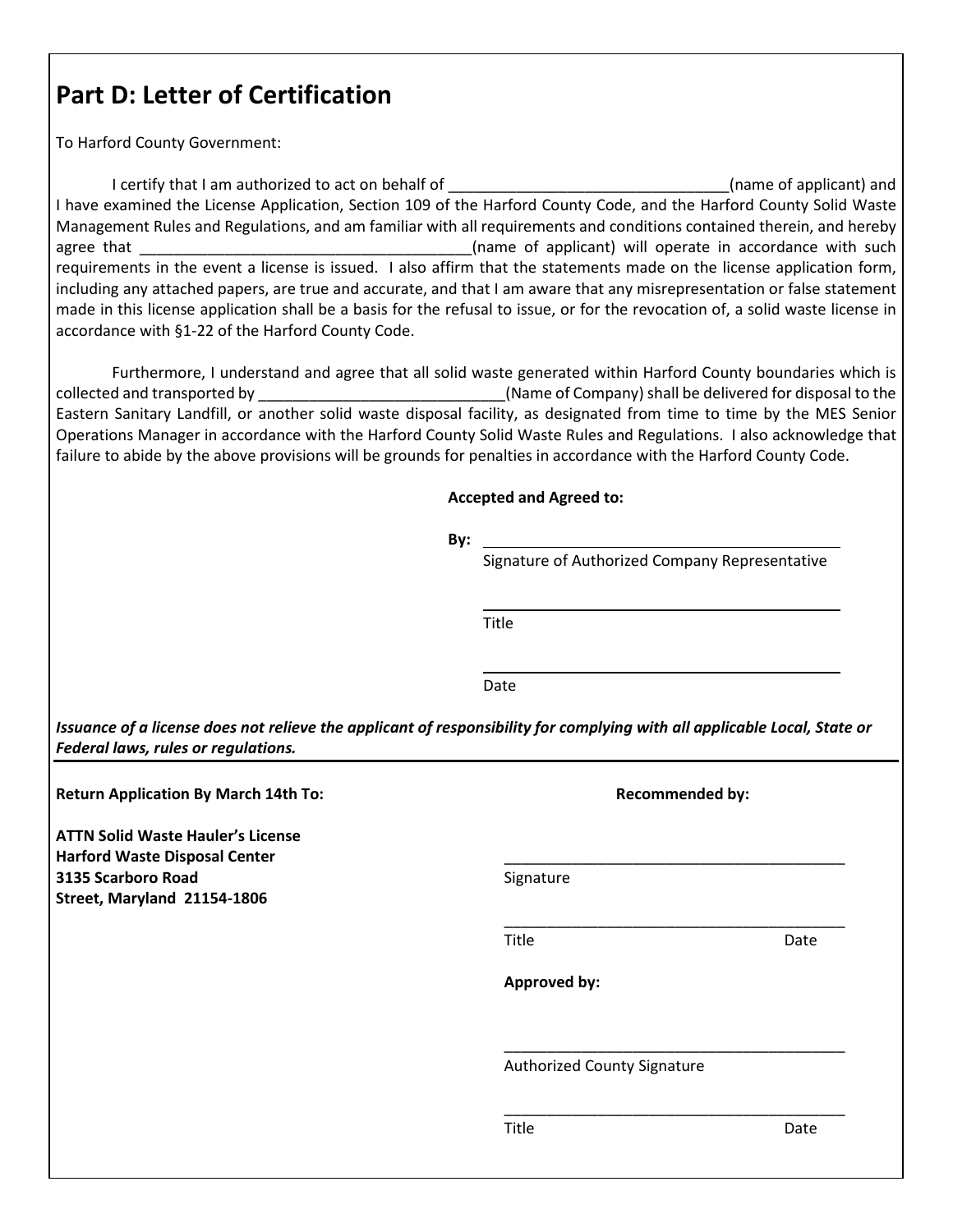## Part D: Letter of Certification

To Harford County Government:

I certify that I am authorized to act on behalf of ________________________________(name of applicant) and I have examined the License Application, Section 109 of the Harford County Code, and the Harford County Solid Waste Management Rules and Regulations, and am familiar with all requirements and conditions contained therein, and hereby agree that ______________________________________(name of applicant) will operate in accordance with such requirements in the event a license is issued. I also affirm that the statements made on the license application form, including any attached papers, are true and accurate, and that I am aware that any misrepresentation or false statement made in this license application shall be a basis for the refusal to issue, or for the revocation of, a solid waste license in accordance with §1-22 of the Harford County Code.

Furthermore, I understand and agree that all solid waste generated within Harford County boundaries which is collected and transported by _____________________________(Name of Company) shall be delivered for disposal to the Eastern Sanitary Landfill, or another solid waste disposal facility, as designated from time to time by the MES Senior Operations Manager in accordance with the Harford County Solid Waste Rules and Regulations. I also acknowledge that failure to abide by the above provisions will be grounds for penalties in accordance with the Harford County Code.

**Accepted and Agreed to:**

**By:** ________________________________________
Signature of Authorized Company Representative

________________________________________
Title

________________________________________
Date

***Issuance of a license does not relieve the applicant of responsibility for complying with all applicable Local, State or Federal laws, rules or regulations.***

**Return Application By March 14th To:**

**ATTN Solid Waste Hauler's License**
**Harford Waste Disposal Center**
**3135 Scarboro Road**
**Street, Maryland 21154-1806**

**Recommended by:**

________________________________________
Signature

________________________________________
Title                    Date

**Approved by:**

________________________________________
Authorized County Signature

________________________________________
Title                    Date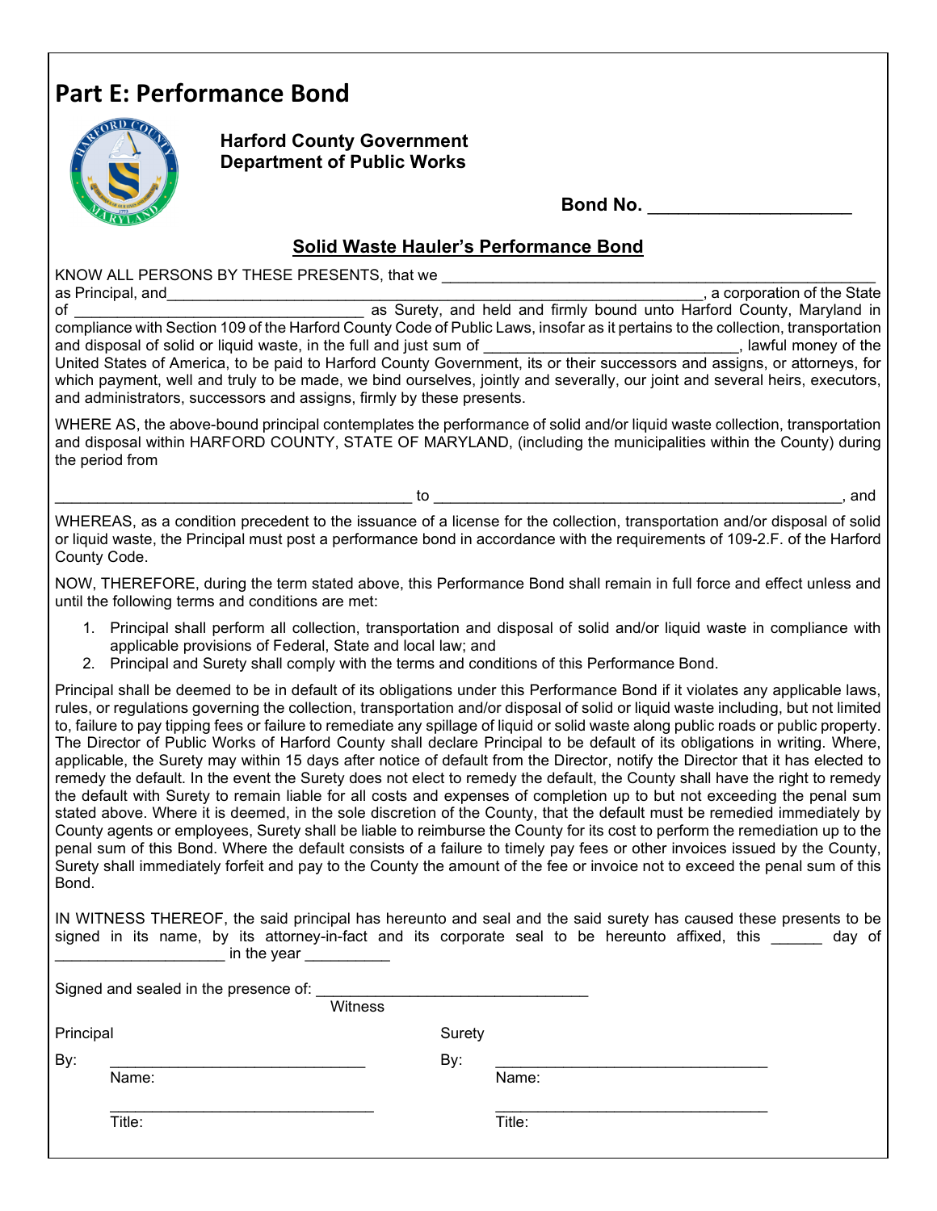# Part E: Performance Bond

**Harford County Government**
**Department of Public Works**

**Bond No. ____________________**

## Solid Waste Hauler's Performance Bond

KNOW ALL PERSONS BY THESE PRESENTS, that we __________________________________________________ as Principal, and__________________________________________________________________, a corporation of the State of __________________________________ as Surety, and held and firmly bound unto Harford County, Maryland in compliance with Section 109 of the Harford County Code of Public Laws, insofar as it pertains to the collection, transportation and disposal of solid or liquid waste, in the full and just sum of ______________________________, lawful money of the United States of America, to be paid to Harford County Government, its or their successors and assigns, or attorneys, for which payment, well and truly to be made, we bind ourselves, jointly and severally, our joint and several heirs, executors, and administrators, successors and assigns, firmly by these presents.

WHERE AS, the above-bound principal contemplates the performance of solid and/or liquid waste collection, transportation and disposal within HARFORD COUNTY, STATE OF MARYLAND, (including the municipalities within the County) during the period from

__________________________________________ to ________________________________________________, and

WHEREAS, as a condition precedent to the issuance of a license for the collection, transportation and/or disposal of solid or liquid waste, the Principal must post a performance bond in accordance with the requirements of 109-2.F. of the Harford County Code.

NOW, THEREFORE, during the term stated above, this Performance Bond shall remain in full force and effect unless and until the following terms and conditions are met:

1. Principal shall perform all collection, transportation and disposal of solid and/or liquid waste in compliance with applicable provisions of Federal, State and local law; and
2. Principal and Surety shall comply with the terms and conditions of this Performance Bond.

Principal shall be deemed to be in default of its obligations under this Performance Bond if it violates any applicable laws, rules, or regulations governing the collection, transportation and/or disposal of solid or liquid waste including, but not limited to, failure to pay tipping fees or failure to remediate any spillage of liquid or solid waste along public roads or public property. The Director of Public Works of Harford County shall declare Principal to be default of its obligations in writing. Where, applicable, the Surety may within 15 days after notice of default from the Director, notify the Director that it has elected to remedy the default. In the event the Surety does not elect to remedy the default, the County shall have the right to remedy the default with Surety to remain liable for all costs and expenses of completion up to but not exceeding the penal sum stated above. Where it is deemed, in the sole discretion of the County, that the default must be remedied immediately by County agents or employees, Surety shall be liable to reimburse the County for its cost to perform the remediation up to the penal sum of this Bond. Where the default consists of a failure to timely pay fees or other invoices issued by the County, Surety shall immediately forfeit and pay to the County the amount of the fee or invoice not to exceed the penal sum of this Bond.

IN WITNESS THEREOF, the said principal has hereunto and seal and the said surety has caused these presents to be signed in its name, by its attorney-in-fact and its corporate seal to be hereunto affixed, this ______ day of ____________________ in the year __________

Signed and sealed in the presence of: ________________________________
Witness

| Principal | Surety |
|---|---|
| By: ______________________________ | By: ________________________________ |
| Name: | Name: |
| ______________________________ | ________________________________ |
| Title: | Title: |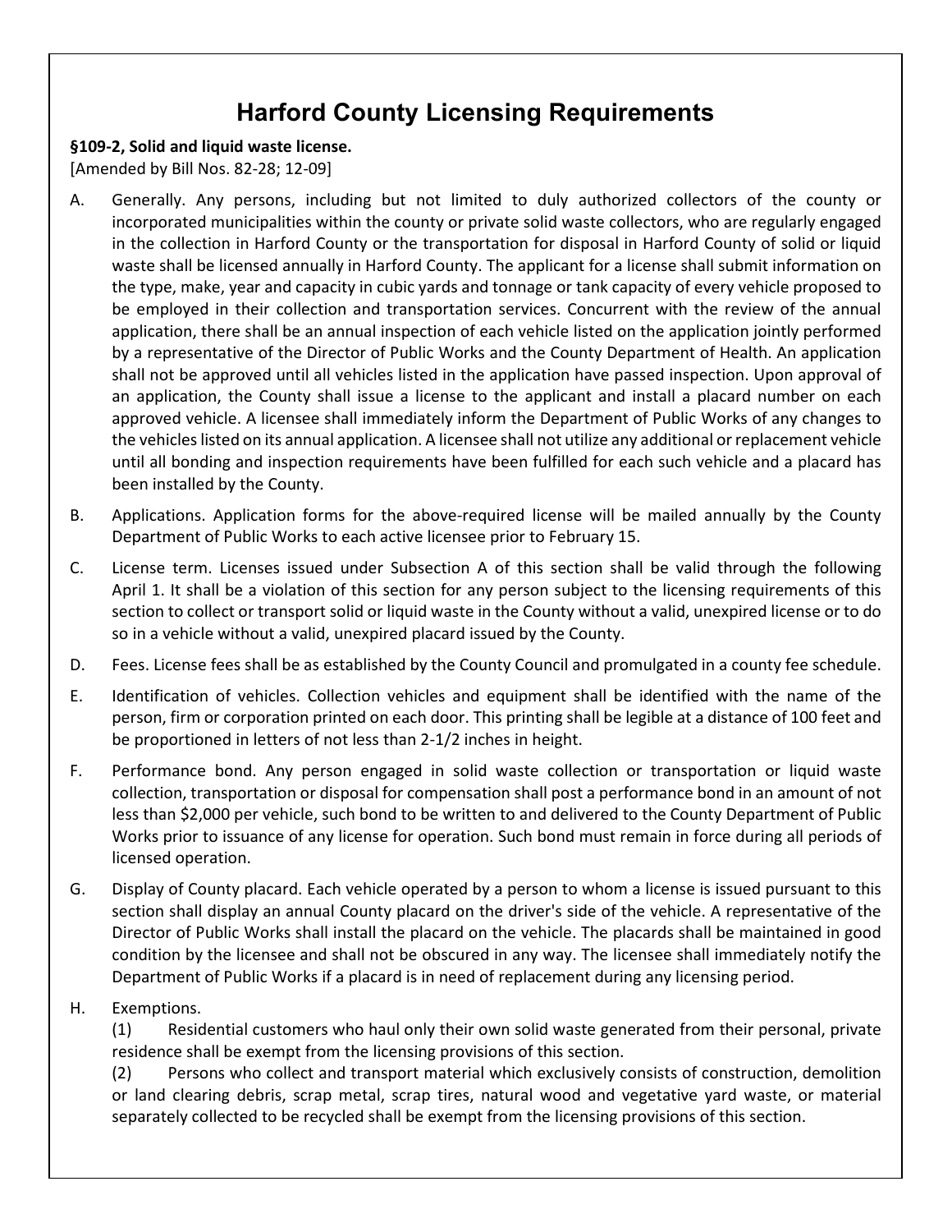# Harford County Licensing Requirements

**§109-2, Solid and liquid waste license.**
[Amended by Bill Nos. 82-28; 12-09]

A. Generally. Any persons, including but not limited to duly authorized collectors of the county or incorporated municipalities within the county or private solid waste collectors, who are regularly engaged in the collection in Harford County or the transportation for disposal in Harford County of solid or liquid waste shall be licensed annually in Harford County. The applicant for a license shall submit information on the type, make, year and capacity in cubic yards and tonnage or tank capacity of every vehicle proposed to be employed in their collection and transportation services. Concurrent with the review of the annual application, there shall be an annual inspection of each vehicle listed on the application jointly performed by a representative of the Director of Public Works and the County Department of Health. An application shall not be approved until all vehicles listed in the application have passed inspection. Upon approval of an application, the County shall issue a license to the applicant and install a placard number on each approved vehicle. A licensee shall immediately inform the Department of Public Works of any changes to the vehicles listed on its annual application. A licensee shall not utilize any additional or replacement vehicle until all bonding and inspection requirements have been fulfilled for each such vehicle and a placard has been installed by the County.

B. Applications. Application forms for the above-required license will be mailed annually by the County Department of Public Works to each active licensee prior to February 15.

C. License term. Licenses issued under Subsection A of this section shall be valid through the following April 1. It shall be a violation of this section for any person subject to the licensing requirements of this section to collect or transport solid or liquid waste in the County without a valid, unexpired license or to do so in a vehicle without a valid, unexpired placard issued by the County.

D. Fees. License fees shall be as established by the County Council and promulgated in a county fee schedule.

E. Identification of vehicles. Collection vehicles and equipment shall be identified with the name of the person, firm or corporation printed on each door. This printing shall be legible at a distance of 100 feet and be proportioned in letters of not less than 2-1/2 inches in height.

F. Performance bond. Any person engaged in solid waste collection or transportation or liquid waste collection, transportation or disposal for compensation shall post a performance bond in an amount of not less than $2,000 per vehicle, such bond to be written to and delivered to the County Department of Public Works prior to issuance of any license for operation. Such bond must remain in force during all periods of licensed operation.

G. Display of County placard. Each vehicle operated by a person to whom a license is issued pursuant to this section shall display an annual County placard on the driver's side of the vehicle. A representative of the Director of Public Works shall install the placard on the vehicle. The placards shall be maintained in good condition by the licensee and shall not be obscured in any way. The licensee shall immediately notify the Department of Public Works if a placard is in need of replacement during any licensing period.

H. Exemptions.

(1) Residential customers who haul only their own solid waste generated from their personal, private residence shall be exempt from the licensing provisions of this section.

(2) Persons who collect and transport material which exclusively consists of construction, demolition or land clearing debris, scrap metal, scrap tires, natural wood and vegetative yard waste, or material separately collected to be recycled shall be exempt from the licensing provisions of this section.